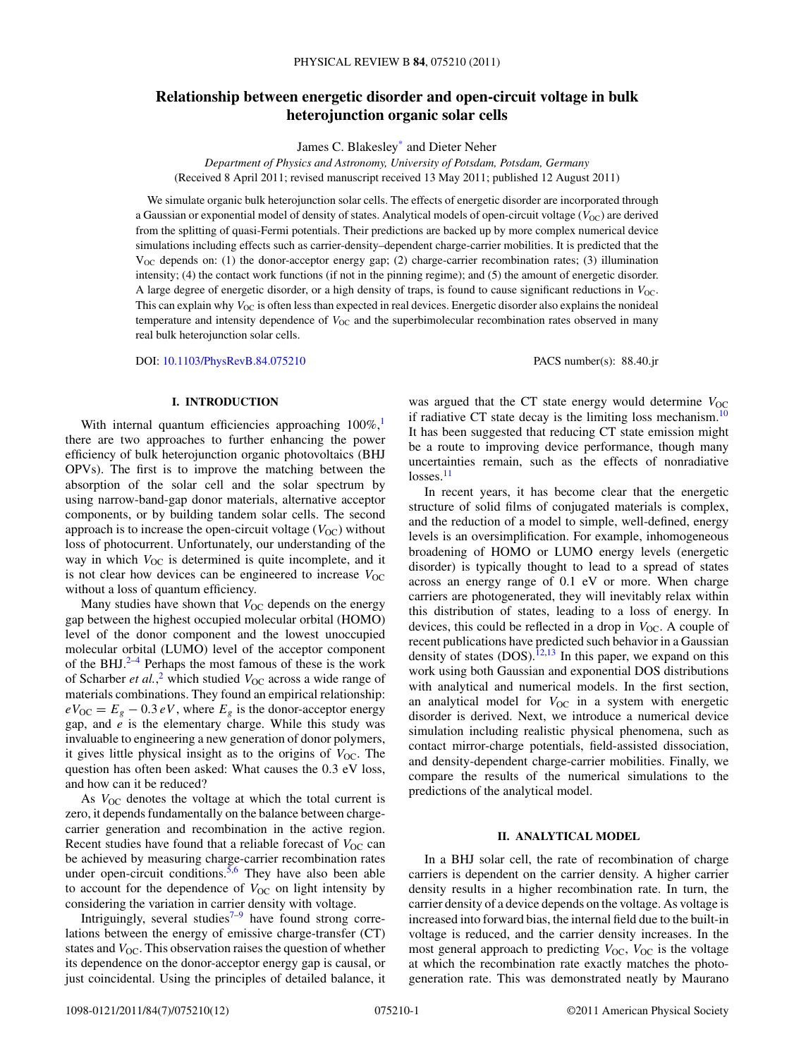# Relationship between energetic disorder and open-circuit voltage in bulk heterojunction organic solar cells

James C. Blakesley[*] and Dieter Neher

*Department of Physics and Astronomy, University of Potsdam, Potsdam, Germany*
(Received 8 April 2011; revised manuscript received 13 May 2011; published 12 August 2011)

We simulate organic bulk heterojunction solar cells. The effects of energetic disorder are incorporated through a Gaussian or exponential model of density of states. Analytical models of open-circuit voltage ($V_{\rm OC}$) are derived from the splitting of quasi-Fermi potentials. Their predictions are backed up by more complex numerical device simulations including effects such as carrier-density–dependent charge-carrier mobilities. It is predicted that the $V_{\rm OC}$ depends on: (1) the donor-acceptor energy gap; (2) charge-carrier recombination rates; (3) illumination intensity; (4) the contact work functions (if not in the pinning regime); and (5) the amount of energetic disorder. A large degree of energetic disorder, or a high density of traps, is found to cause significant reductions in $V_{\rm OC}$. This can explain why $V_{\rm OC}$ is often less than expected in real devices. Energetic disorder also explains the nonideal temperature and intensity dependence of $V_{\rm OC}$ and the superbimolecular recombination rates observed in many real bulk heterojunction solar cells.

DOI: 10.1103/PhysRevB.84.075210 PACS number(s): 88.40.jr

## I. INTRODUCTION

With internal quantum efficiencies approaching 100%,[1] there are two approaches to further enhancing the power efficiency of bulk heterojunction organic photovoltaics (BHJ OPVs). The first is to improve the matching between the absorption of the solar cell and the solar spectrum by using narrow-band-gap donor materials, alternative acceptor components, or by building tandem solar cells. The second approach is to increase the open-circuit voltage ($V_{\rm OC}$) without loss of photocurrent. Unfortunately, our understanding of the way in which $V_{\rm OC}$ is determined is quite incomplete, and it is not clear how devices can be engineered to increase $V_{\rm OC}$ without a loss of quantum efficiency.

Many studies have shown that $V_{\rm OC}$ depends on the energy gap between the highest occupied molecular orbital (HOMO) level of the donor component and the lowest unoccupied molecular orbital (LUMO) level of the acceptor component of the BHJ.[2–4] Perhaps the most famous of these is the work of Scharber *et al.*,[2] which studied $V_{\rm OC}$ across a wide range of materials combinations. They found an empirical relationship: $eV_{\rm OC} = E_g - 0.3\,eV$, where $E_g$ is the donor-acceptor energy gap, and $e$ is the elementary charge. While this study was invaluable to engineering a new generation of donor polymers, it gives little physical insight as to the origins of $V_{\rm OC}$. The question has often been asked: What causes the 0.3 eV loss, and how can it be reduced?

As $V_{\rm OC}$ denotes the voltage at which the total current is zero, it depends fundamentally on the balance between charge-carrier generation and recombination in the active region. Recent studies have found that a reliable forecast of $V_{\rm OC}$ can be achieved by measuring charge-carrier recombination rates under open-circuit conditions.[5,6] They have also been able to account for the dependence of $V_{\rm OC}$ on light intensity by considering the variation in carrier density with voltage.

Intriguingly, several studies[7–9] have found strong correlations between the energy of emissive charge-transfer (CT) states and $V_{\rm OC}$. This observation raises the question of whether its dependence on the donor-acceptor energy gap is causal, or just coincidental. Using the principles of detailed balance, it was argued that the CT state energy would determine $V_{\rm OC}$ if radiative CT state decay is the limiting loss mechanism.[10] It has been suggested that reducing CT state emission might be a route to improving device performance, though many uncertainties remain, such as the effects of nonradiative losses.[11]

In recent years, it has become clear that the energetic structure of solid films of conjugated materials is complex, and the reduction of a model to simple, well-defined, energy levels is an oversimplification. For example, inhomogeneous broadening of HOMO or LUMO energy levels (energetic disorder) is typically thought to lead to a spread of states across an energy range of 0.1 eV or more. When charge carriers are photogenerated, they will inevitably relax within this distribution of states, leading to a loss of energy. In devices, this could be reflected in a drop in $V_{\rm OC}$. A couple of recent publications have predicted such behavior in a Gaussian density of states (DOS).[12,13] In this paper, we expand on this work using both Gaussian and exponential DOS distributions with analytical and numerical models. In the first section, an analytical model for $V_{\rm OC}$ in a system with energetic disorder is derived. Next, we introduce a numerical device simulation including realistic physical phenomena, such as contact mirror-charge potentials, field-assisted dissociation, and density-dependent charge-carrier mobilities. Finally, we compare the results of the numerical simulations to the predictions of the analytical model.

## II. ANALYTICAL MODEL

In a BHJ solar cell, the rate of recombination of charge carriers is dependent on the carrier density. A higher carrier density results in a higher recombination rate. In turn, the carrier density of a device depends on the voltage. As voltage is increased into forward bias, the internal field due to the built-in voltage is reduced, and the carrier density increases. In the most general approach to predicting $V_{\rm OC}$, $V_{\rm OC}$ is the voltage at which the recombination rate exactly matches the photogeneration rate. This was demonstrated neatly by Maurano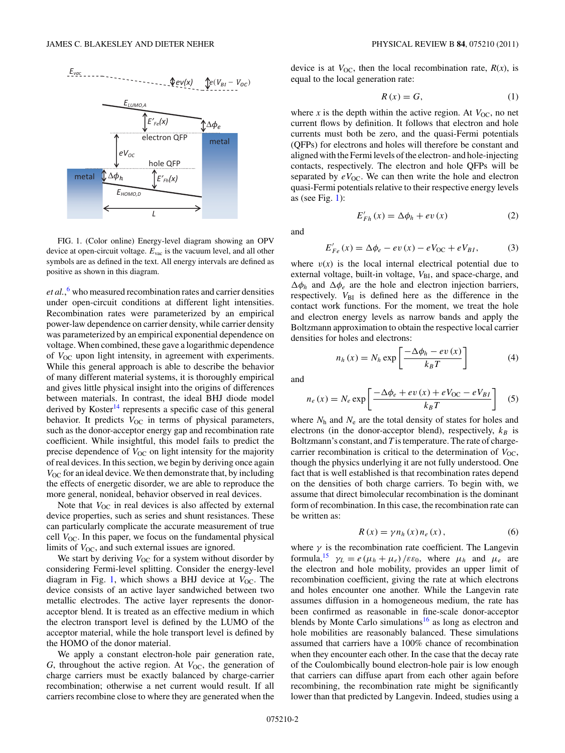FIG. 1. (Color online) Energy-level diagram showing an OPV device at open-circuit voltage. $E_{\text{vac}}$ is the vacuum level, and all other symbols are as defined in the text. All energy intervals are defined as positive as shown in this diagram.

*et al.*,[6] who measured recombination rates and carrier densities under open-circuit conditions at different light intensities. Recombination rates were parameterized by an empirical power-law dependence on carrier density, while carrier density was parameterized by an empirical exponential dependence on voltage. When combined, these gave a logarithmic dependence of $V_{\text{OC}}$ upon light intensity, in agreement with experiments. While this general approach is able to describe the behavior of many different material systems, it is thoroughly empirical and gives little physical insight into the origins of differences between materials. In contrast, the ideal BHJ diode model derived by Koster[14] represents a specific case of this general behavior. It predicts $V_{\text{OC}}$ in terms of physical parameters, such as the donor-acceptor energy gap and recombination rate coefficient. While insightful, this model fails to predict the precise dependence of $V_{\text{OC}}$ on light intensity for the majority of real devices. In this section, we begin by deriving once again $V_{\text{OC}}$ for an ideal device. We then demonstrate that, by including the effects of energetic disorder, we are able to reproduce the more general, nonideal, behavior observed in real devices.

Note that $V_{\text{OC}}$ in real devices is also affected by external device properties, such as series and shunt resistances. These can particularly complicate the accurate measurement of true cell $V_{\text{OC}}$. In this paper, we focus on the fundamental physical limits of $V_{\text{OC}}$, and such external issues are ignored.

We start by deriving $V_{\text{OC}}$ for a system without disorder by considering Fermi-level splitting. Consider the energy-level diagram in Fig. 1, which shows a BHJ device at $V_{\text{OC}}$. The device consists of an active layer sandwiched between two metallic electrodes. The active layer represents the donor-acceptor blend. It is treated as an effective medium in which the electron transport level is defined by the LUMO of the acceptor material, while the hole transport level is defined by the HOMO of the donor material.

We apply a constant electron-hole pair generation rate, $G$, throughout the active region. At $V_{\text{OC}}$, the generation of charge carriers must be exactly balanced by charge-carrier recombination; otherwise a net current would result. If all carriers recombine close to where they are generated when the device is at $V_{\text{OC}}$, then the local recombination rate, $R(x)$, is equal to the local generation rate:

$$R(x) = G, \tag{1}$$

where $x$ is the depth within the active region. At $V_{\text{OC}}$, no net current flows by definition. It follows that electron and hole currents must both be zero, and the quasi-Fermi potentials (QFPs) for electrons and holes will therefore be constant and aligned with the Fermi levels of the electron- and hole-injecting contacts, respectively. The electron and hole QFPs will be separated by $eV_{\text{OC}}$. We can then write the hole and electron quasi-Fermi potentials relative to their respective energy levels as (see Fig. 1):

$$E'_{Fh}(x) = \Delta\phi_h + ev(x) \tag{2}$$

and

$$E'_{Fe}(x) = \Delta\phi_e - ev(x) - eV_{\text{OC}} + eV_{BI}, \tag{3}$$

where $v(x)$ is the local internal electrical potential due to external voltage, built-in voltage, $V_{\text{BI}}$, and space-charge, and $\Delta\phi_h$ and $\Delta\phi_e$ are the hole and electron injection barriers, respectively. $V_{\text{BI}}$ is defined here as the difference in the contact work functions. For the moment, we treat the hole and electron energy levels as narrow bands and apply the Boltzmann approximation to obtain the respective local carrier densities for holes and electrons:

$$n_h(x) = N_h \exp\left[\frac{-\Delta\phi_h - ev(x)}{k_B T}\right] \tag{4}$$

and

$$n_e(x) = N_e \exp\left[\frac{-\Delta\phi_e + ev(x) + eV_{\text{OC}} - eV_{BI}}{k_B T}\right] \tag{5}$$

where $N_h$ and $N_e$ are the total density of states for holes and electrons (in the donor-acceptor blend), respectively, $k_B$ is Boltzmann's constant, and $T$ is temperature. The rate of charge-carrier recombination is critical to the determination of $V_{\text{OC}}$, though the physics underlying it are not fully understood. One fact that is well established is that recombination rates depend on the densities of both charge carriers. To begin with, we assume that direct bimolecular recombination is the dominant form of recombination. In this case, the recombination rate can be written as:

$$R(x) = \gamma n_h(x) n_e(x), \tag{6}$$

where $\gamma$ is the recombination rate coefficient. The Langevin formula,[15] $\gamma_L = e(\mu_h + \mu_e)/\varepsilon\varepsilon_0$, where $\mu_h$ and $\mu_e$ are the electron and hole mobility, provides an upper limit of recombination coefficient, giving the rate at which electrons and holes encounter one another. While the Langevin rate assumes diffusion in a homogeneous medium, the rate has been confirmed as reasonable in fine-scale donor-acceptor blends by Monte Carlo simulations[16] as long as electron and hole mobilities are reasonably balanced. These simulations assumed that carriers have a 100% chance of recombination when they encounter each other. In the case that the decay rate of the Coulombically bound electron-hole pair is low enough that carriers can diffuse apart from each other again before recombining, the recombination rate might be significantly lower than that predicted by Langevin. Indeed, studies using a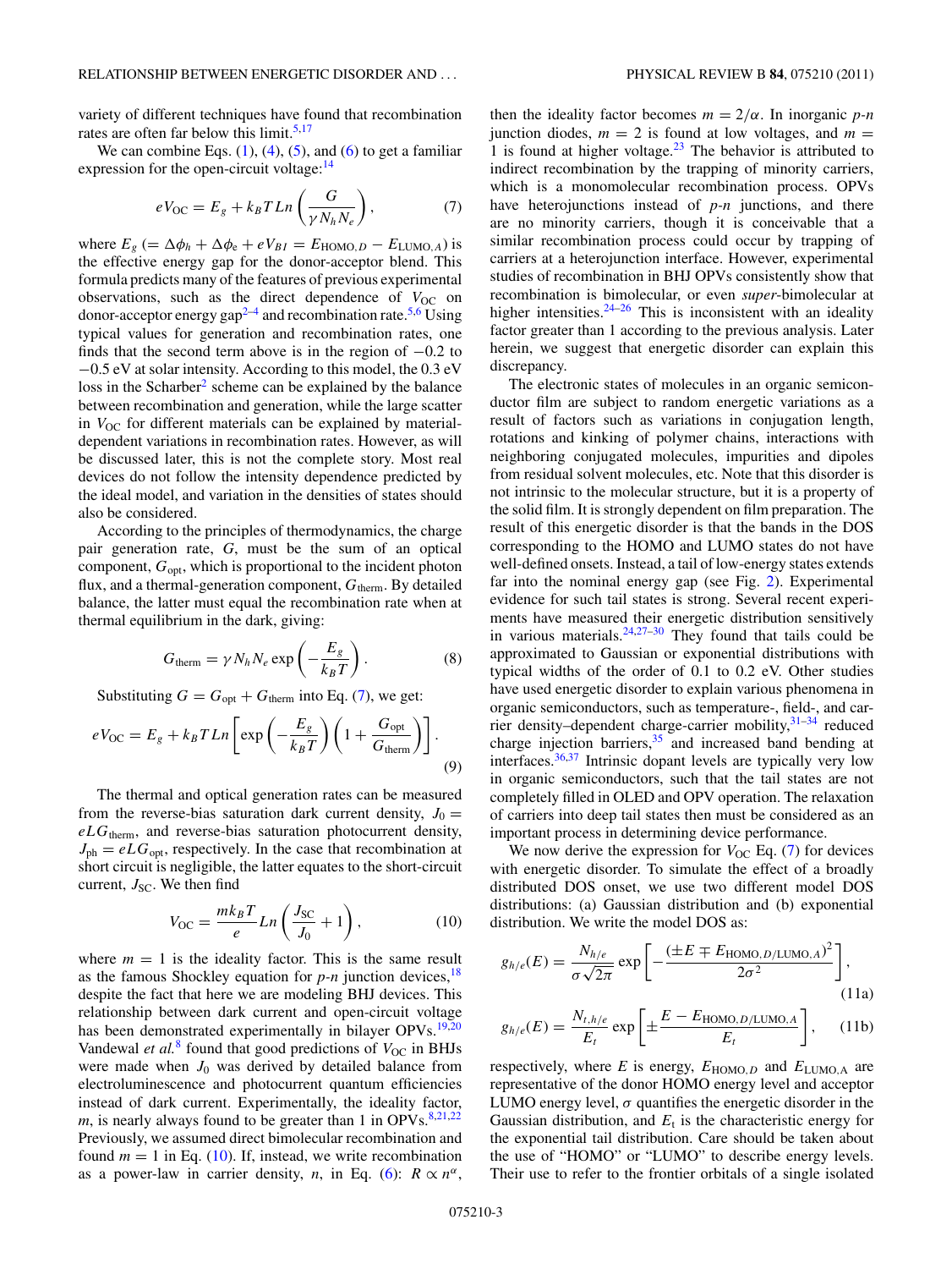variety of different techniques have found that recombination rates are often far below this limit.[5,17]

We can combine Eqs. (1), (4), (5), and (6) to get a familiar expression for the open-circuit voltage:[14]

$$eV_{\mathrm{OC}} = E_g + k_B T Ln\left(\frac{G}{\gamma N_h N_e}\right), \tag{7}$$

where $E_g$ ($= \Delta\phi_h + \Delta\phi_e + eV_{BI} = E_{\mathrm{HOMO},D} - E_{\mathrm{LUMO},A}$) is the effective energy gap for the donor-acceptor blend. This formula predicts many of the features of previous experimental observations, such as the direct dependence of $V_{\mathrm{OC}}$ on donor-acceptor energy gap[2–4] and recombination rate.[5,6] Using typical values for generation and recombination rates, one finds that the second term above is in the region of −0.2 to −0.5 eV at solar intensity. According to this model, the 0.3 eV loss in the Scharber[2] scheme can be explained by the balance between recombination and generation, while the large scatter in $V_{\mathrm{OC}}$ for different materials can be explained by material-dependent variations in recombination rates. However, as will be discussed later, this is not the complete story. Most real devices do not follow the intensity dependence predicted by the ideal model, and variation in the densities of states should also be considered.

According to the principles of thermodynamics, the charge pair generation rate, $G$, must be the sum of an optical component, $G_{\mathrm{opt}}$, which is proportional to the incident photon flux, and a thermal-generation component, $G_{\mathrm{therm}}$. By detailed balance, the latter must equal the recombination rate when at thermal equilibrium in the dark, giving:

$$G_{\mathrm{therm}} = \gamma N_h N_e \exp\left(-\frac{E_g}{k_B T}\right). \tag{8}$$

Substituting $G = G_{\mathrm{opt}} + G_{\mathrm{therm}}$ into Eq. (7), we get:

$$eV_{\mathrm{OC}} = E_g + k_B T Ln\left[\exp\left(-\frac{E_g}{k_B T}\right)\left(1 + \frac{G_{\mathrm{opt}}}{G_{\mathrm{therm}}}\right)\right]. \tag{9}$$

The thermal and optical generation rates can be measured from the reverse-bias saturation dark current density, $J_0 = eLG_{\mathrm{therm}}$, and reverse-bias saturation photocurrent density, $J_{\mathrm{ph}} = eLG_{\mathrm{opt}}$, respectively. In the case that recombination at short circuit is negligible, the latter equates to the short-circuit current, $J_{\mathrm{SC}}$. We then find

$$V_{\mathrm{OC}} = \frac{mk_B T}{e} Ln\left(\frac{J_{\mathrm{SC}}}{J_0} + 1\right), \tag{10}$$

where $m = 1$ is the ideality factor. This is the same result as the famous Shockley equation for *p-n* junction devices,[18] despite the fact that here we are modeling BHJ devices. This relationship between dark current and open-circuit voltage has been demonstrated experimentally in bilayer OPVs.[19,20] Vandewal *et al.*[8] found that good predictions of $V_{\mathrm{OC}}$ in BHJs were made when $J_0$ was derived by detailed balance from electroluminescence and photocurrent quantum efficiencies instead of dark current. Experimentally, the ideality factor, $m$, is nearly always found to be greater than 1 in OPVs.[8,21,22] Previously, we assumed direct bimolecular recombination and found $m = 1$ in Eq. (10). If, instead, we write recombination as a power-law in carrier density, $n$, in Eq. (6): $R \propto n^{\alpha}$, then the ideality factor becomes $m = 2/\alpha$. In inorganic *p-n* junction diodes, $m = 2$ is found at low voltages, and $m = 1$ is found at higher voltage.[23] The behavior is attributed to indirect recombination by the trapping of minority carriers, which is a monomolecular recombination process. OPVs have heterojunctions instead of *p-n* junctions, and there are no minority carriers, though it is conceivable that a similar recombination process could occur by trapping of carriers at a heterojunction interface. However, experimental studies of recombination in BHJ OPVs consistently show that recombination is bimolecular, or even *super*-bimolecular at higher intensities.[24–26] This is inconsistent with an ideality factor greater than 1 according to the previous analysis. Later herein, we suggest that energetic disorder can explain this discrepancy.

The electronic states of molecules in an organic semiconductor film are subject to random energetic variations as a result of factors such as variations in conjugation length, rotations and kinking of polymer chains, interactions with neighboring conjugated molecules, impurities and dipoles from residual solvent molecules, etc. Note that this disorder is not intrinsic to the molecular structure, but it is a property of the solid film. It is strongly dependent on film preparation. The result of this energetic disorder is that the bands in the DOS corresponding to the HOMO and LUMO states do not have well-defined onsets. Instead, a tail of low-energy states extends far into the nominal energy gap (see Fig. 2). Experimental evidence for such tail states is strong. Several recent experiments have measured their energetic distribution sensitively in various materials.[24,27–30] They found that tails could be approximated to Gaussian or exponential distributions with typical widths of the order of 0.1 to 0.2 eV. Other studies have used energetic disorder to explain various phenomena in organic semiconductors, such as temperature-, field-, and carrier density–dependent charge-carrier mobility,[31–34] reduced charge injection barriers,[35] and increased band bending at interfaces.[36,37] Intrinsic dopant levels are typically very low in organic semiconductors, such that the tail states are not completely filled in OLED and OPV operation. The relaxation of carriers into deep tail states then must be considered as an important process in determining device performance.

We now derive the expression for $V_{\mathrm{OC}}$ Eq. (7) for devices with energetic disorder. To simulate the effect of a broadly distributed DOS onset, we use two different model DOS distributions: (a) Gaussian distribution and (b) exponential distribution. We write the model DOS as:

$$g_{h/e}(E) = \frac{N_{h/e}}{\sigma\sqrt{2\pi}} \exp\left[-\frac{(\pm E \mp E_{\mathrm{HOMO},D/\mathrm{LUMO},A})^2}{2\sigma^2}\right], \tag{11a}$$

$$g_{h/e}(E) = \frac{N_{t,h/e}}{E_t} \exp\left[\pm\frac{E - E_{\mathrm{HOMO},D/\mathrm{LUMO},A}}{E_t}\right], \tag{11b}$$

respectively, where $E$ is energy, $E_{\mathrm{HOMO},D}$ and $E_{\mathrm{LUMO},A}$ are representative of the donor HOMO energy level and acceptor LUMO energy level, $\sigma$ quantifies the energetic disorder in the Gaussian distribution, and $E_t$ is the characteristic energy for the exponential tail distribution. Care should be taken about the use of "HOMO" or "LUMO" to describe energy levels. Their use to refer to the frontier orbitals of a single isolated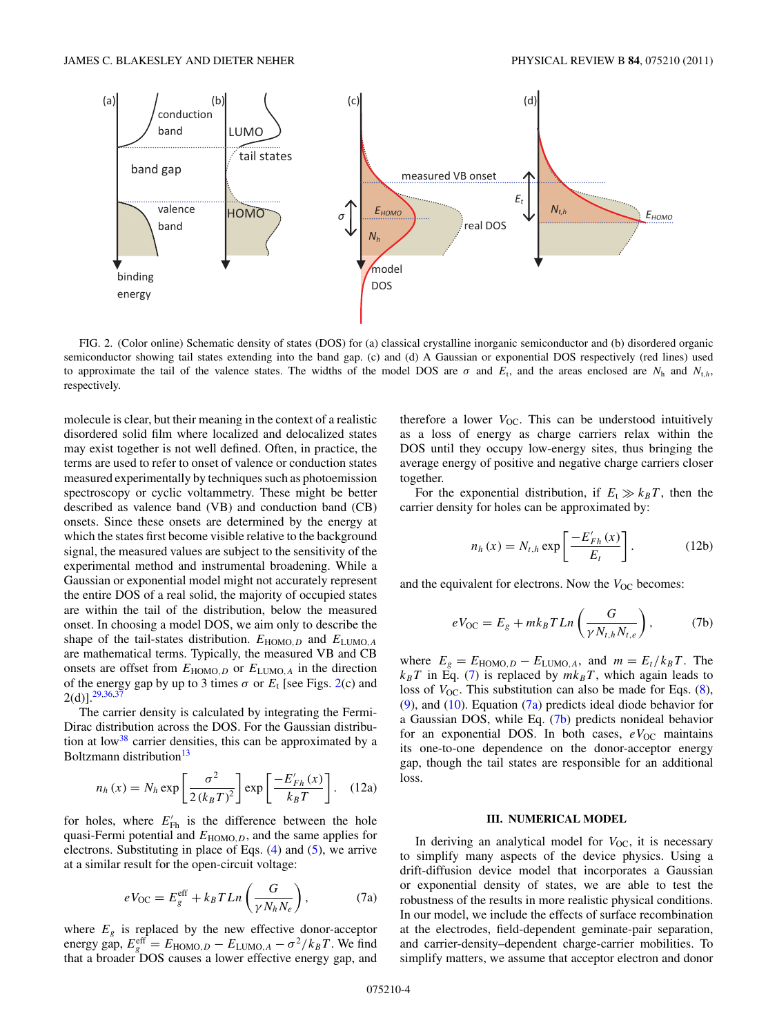FIG. 2. (Color online) Schematic density of states (DOS) for (a) classical crystalline inorganic semiconductor and (b) disordered organic semiconductor showing tail states extending into the band gap. (c) and (d) A Gaussian or exponential DOS respectively (red lines) used to approximate the tail of the valence states. The widths of the model DOS are $\sigma$ and $E_t$, and the areas enclosed are $N_h$ and $N_{t,h}$, respectively.

molecule is clear, but their meaning in the context of a realistic disordered solid film where localized and delocalized states may exist together is not well defined. Often, in practice, the terms are used to refer to onset of valence or conduction states measured experimentally by techniques such as photoemission spectroscopy or cyclic voltammetry. These might be better described as valence band (VB) and conduction band (CB) onsets. Since these onsets are determined by the energy at which the states first become visible relative to the background signal, the measured values are subject to the sensitivity of the experimental method and instrumental broadening. While a Gaussian or exponential model might not accurately represent the entire DOS of a real solid, the majority of occupied states are within the tail of the distribution, below the measured onset. In choosing a model DOS, we aim only to describe the shape of the tail-states distribution. $E_{\mathrm{HOMO},D}$ and $E_{\mathrm{LUMO},A}$ are mathematical terms. Typically, the measured VB and CB onsets are offset from $E_{\mathrm{HOMO},D}$ or $E_{\mathrm{LUMO},A}$ in the direction of the energy gap by up to 3 times $\sigma$ or $E_t$ [see Figs. 2(c) and 2(d)].[29,36,37]

The carrier density is calculated by integrating the Fermi-Dirac distribution across the DOS. For the Gaussian distribution at low[38] carrier densities, this can be approximated by a Boltzmann distribution[13]

$$n_h(x) = N_h \exp\left[\frac{\sigma^2}{2(k_B T)^2}\right] \exp\left[\frac{-E'_{Fh}(x)}{k_B T}\right]. \quad (12a)$$

for holes, where $E'_{\mathrm{Fh}}$ is the difference between the hole quasi-Fermi potential and $E_{\mathrm{HOMO},D}$, and the same applies for electrons. Substituting in place of Eqs. (4) and (5), we arrive at a similar result for the open-circuit voltage:

$$eV_{\mathrm{OC}} = E_g^{\mathrm{eff}} + k_B T\, Ln\left(\frac{G}{\gamma N_h N_e}\right), \quad (7a)$$

where $E_g$ is replaced by the new effective donor-acceptor energy gap, $E_g^{\mathrm{eff}} = E_{\mathrm{HOMO},D} - E_{\mathrm{LUMO},A} - \sigma^2/k_B T$. We find that a broader DOS causes a lower effective energy gap, and therefore a lower $V_{\mathrm{OC}}$. This can be understood intuitively as a loss of energy as charge carriers relax within the DOS until they occupy low-energy sites, thus bringing the average energy of positive and negative charge carriers closer together.

For the exponential distribution, if $E_t \gg k_B T$, then the carrier density for holes can be approximated by:

$$n_h(x) = N_{t,h} \exp\left[\frac{-E'_{Fh}(x)}{E_t}\right]. \quad (12b)$$

and the equivalent for electrons. Now the $V_{\mathrm{OC}}$ becomes:

$$eV_{\mathrm{OC}} = E_g + m k_B T\, Ln\left(\frac{G}{\gamma N_{t,h} N_{t,e}}\right), \quad (7b)$$

where $E_g = E_{\mathrm{HOMO},D} - E_{\mathrm{LUMO},A}$, and $m = E_t/k_B T$. The $k_B T$ in Eq. (7) is replaced by $m k_B T$, which again leads to loss of $V_{\mathrm{OC}}$. This substitution can also be made for Eqs. (8), (9), and (10). Equation (7a) predicts ideal diode behavior for a Gaussian DOS, while Eq. (7b) predicts nonideal behavior for an exponential DOS. In both cases, $eV_{\mathrm{OC}}$ maintains its one-to-one dependence on the donor-acceptor energy gap, though the tail states are responsible for an additional loss.

### III. NUMERICAL MODEL

In deriving an analytical model for $V_{\mathrm{OC}}$, it is necessary to simplify many aspects of the device physics. Using a drift-diffusion device model that incorporates a Gaussian or exponential density of states, we are able to test the robustness of the results in more realistic physical conditions. In our model, we include the effects of surface recombination at the electrodes, field-dependent geminate-pair separation, and charge-carrier-density–dependent charge-carrier mobilities. To simplify matters, we assume that acceptor electron and donor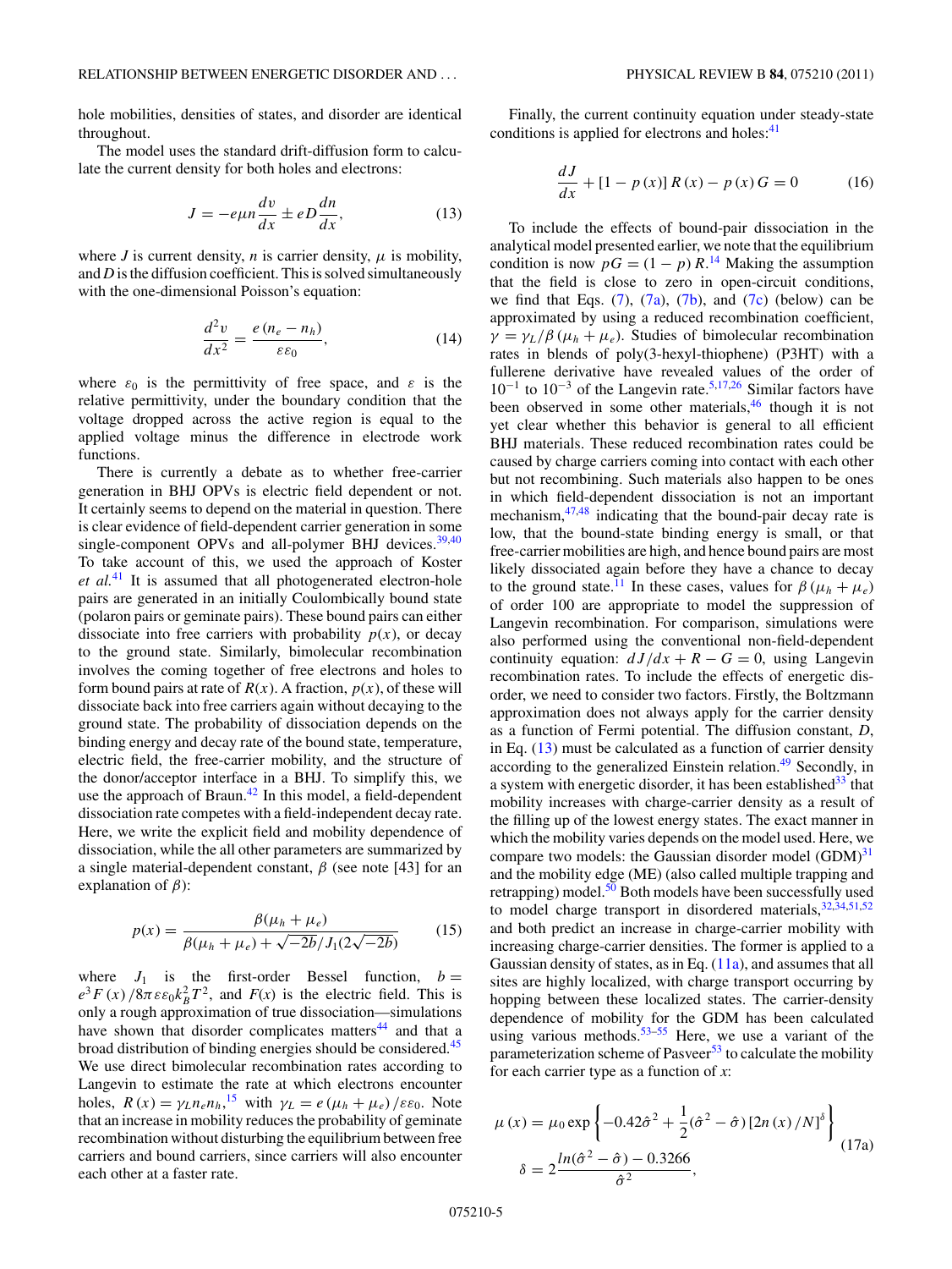hole mobilities, densities of states, and disorder are identical throughout.

The model uses the standard drift-diffusion form to calculate the current density for both holes and electrons:

$$J = -e\mu n \frac{dv}{dx} \pm eD\frac{dn}{dx}, \tag{13}$$

where $J$ is current density, $n$ is carrier density, $\mu$ is mobility, and $D$ is the diffusion coefficient. This is solved simultaneously with the one-dimensional Poisson's equation:

$$\frac{d^2 v}{dx^2} = \frac{e\,(n_e - n_h)}{\varepsilon\varepsilon_0}, \tag{14}$$

where $\varepsilon_0$ is the permittivity of free space, and $\varepsilon$ is the relative permittivity, under the boundary condition that the voltage dropped across the active region is equal to the applied voltage minus the difference in electrode work functions.

There is currently a debate as to whether free-carrier generation in BHJ OPVs is electric field dependent or not. It certainly seems to depend on the material in question. There is clear evidence of field-dependent carrier generation in some single-component OPVs and all-polymer BHJ devices.[39,40] To take account of this, we used the approach of Koster *et al.*[41] It is assumed that all photogenerated electron-hole pairs are generated in an initially Coulombically bound state (polaron pairs or geminate pairs). These bound pairs can either dissociate into free carriers with probability $p(x)$, or decay to the ground state. Similarly, bimolecular recombination involves the coming together of free electrons and holes to form bound pairs at rate of $R(x)$. A fraction, $p(x)$, of these will dissociate back into free carriers again without decaying to the ground state. The probability of dissociation depends on the binding energy and decay rate of the bound state, temperature, electric field, the free-carrier mobility, and the structure of the donor/acceptor interface in a BHJ. To simplify this, we use the approach of Braun.[42] In this model, a field-dependent dissociation rate competes with a field-independent decay rate. Here, we write the explicit field and mobility dependence of dissociation, while the all other parameters are summarized by a single material-dependent constant, $\beta$ (see note [43] for an explanation of $\beta$):

$$p(x) = \frac{\beta(\mu_h + \mu_e)}{\beta(\mu_h + \mu_e) + \sqrt{-2b}/J_1(2\sqrt{-2b})} \tag{15}$$

where $J_1$ is the first-order Bessel function, $b = e^3F(x)/8\pi\varepsilon\varepsilon_0 k_B^2 T^2$, and $F(x)$ is the electric field. This is only a rough approximation of true dissociation—simulations have shown that disorder complicates matters[44] and that a broad distribution of binding energies should be considered.[45] We use direct bimolecular recombination rates according to Langevin to estimate the rate at which electrons encounter holes, $R(x) = \gamma_L n_e n_h$,[15] with $\gamma_L = e(\mu_h + \mu_e)/\varepsilon\varepsilon_0$. Note that an increase in mobility reduces the probability of geminate recombination without disturbing the equilibrium between free carriers and bound carriers, since carriers will also encounter each other at a faster rate.

Finally, the current continuity equation under steady-state conditions is applied for electrons and holes:[41]

$$\frac{dJ}{dx} + [1 - p(x)]\,R(x) - p(x)\,G = 0 \tag{16}$$

To include the effects of bound-pair dissociation in the analytical model presented earlier, we note that the equilibrium condition is now $pG = (1-p)R$.[14] Making the assumption that the field is close to zero in open-circuit conditions, we find that Eqs. (7), (7a), (7b), and (7c) (below) can be approximated by using a reduced recombination coefficient, $\gamma = \gamma_L/\beta(\mu_h + \mu_e)$. Studies of bimolecular recombination rates in blends of poly(3-hexyl-thiophene) (P3HT) with a fullerene derivative have revealed values of the order of $10^{-1}$ to $10^{-3}$ of the Langevin rate.[5,17,26] Similar factors have been observed in some other materials,[46] though it is not yet clear whether this behavior is general to all efficient BHJ materials. These reduced recombination rates could be caused by charge carriers coming into contact with each other but not recombining. Such materials also happen to be ones in which field-dependent dissociation is not an important mechanism,[47,48] indicating that the bound-pair decay rate is low, that the bound-state binding energy is small, or that free-carrier mobilities are high, and hence bound pairs are most likely dissociated again before they have a chance to decay to the ground state.[11] In these cases, values for $\beta(\mu_h + \mu_e)$ of order 100 are appropriate to model the suppression of Langevin recombination. For comparison, simulations were also performed using the conventional non-field-dependent continuity equation: $dJ/dx + R - G = 0$, using Langevin recombination rates. To include the effects of energetic disorder, we need to consider two factors. Firstly, the Boltzmann approximation does not always apply for the carrier density as a function of Fermi potential. The diffusion constant, $D$, in Eq. (13) must be calculated as a function of carrier density according to the generalized Einstein relation.[49] Secondly, in a system with energetic disorder, it has been established[33] that mobility increases with charge-carrier density as a result of the filling up of the lowest energy states. The exact manner in which the mobility varies depends on the model used. Here, we compare two models: the Gaussian disorder model (GDM)[31] and the mobility edge (ME) (also called multiple trapping and retrapping) model.[50] Both models have been successfully used to model charge transport in disordered materials,[32,34,51,52] and both predict an increase in charge-carrier mobility with increasing charge-carrier densities. The former is applied to a Gaussian density of states, as in Eq. (11a), and assumes that all sites are highly localized, with charge transport occurring by hopping between these localized states. The carrier-density dependence of mobility for the GDM has been calculated using various methods.[53–55] Here, we use a variant of the parameterization scheme of Pasveer[53] to calculate the mobility for each carrier type as a function of $x$:

$$\mu(x) = \mu_0 \exp\left\{-0.42\hat{\sigma}^2 + \frac{1}{2}(\hat{\sigma}^2 - \hat{\sigma})\,[2n(x)/N]^{\delta}\right\}$$
$$\delta = 2\frac{\ln(\hat{\sigma}^2 - \hat{\sigma}) - 0.3266}{\hat{\sigma}^2}, \tag{17a}$$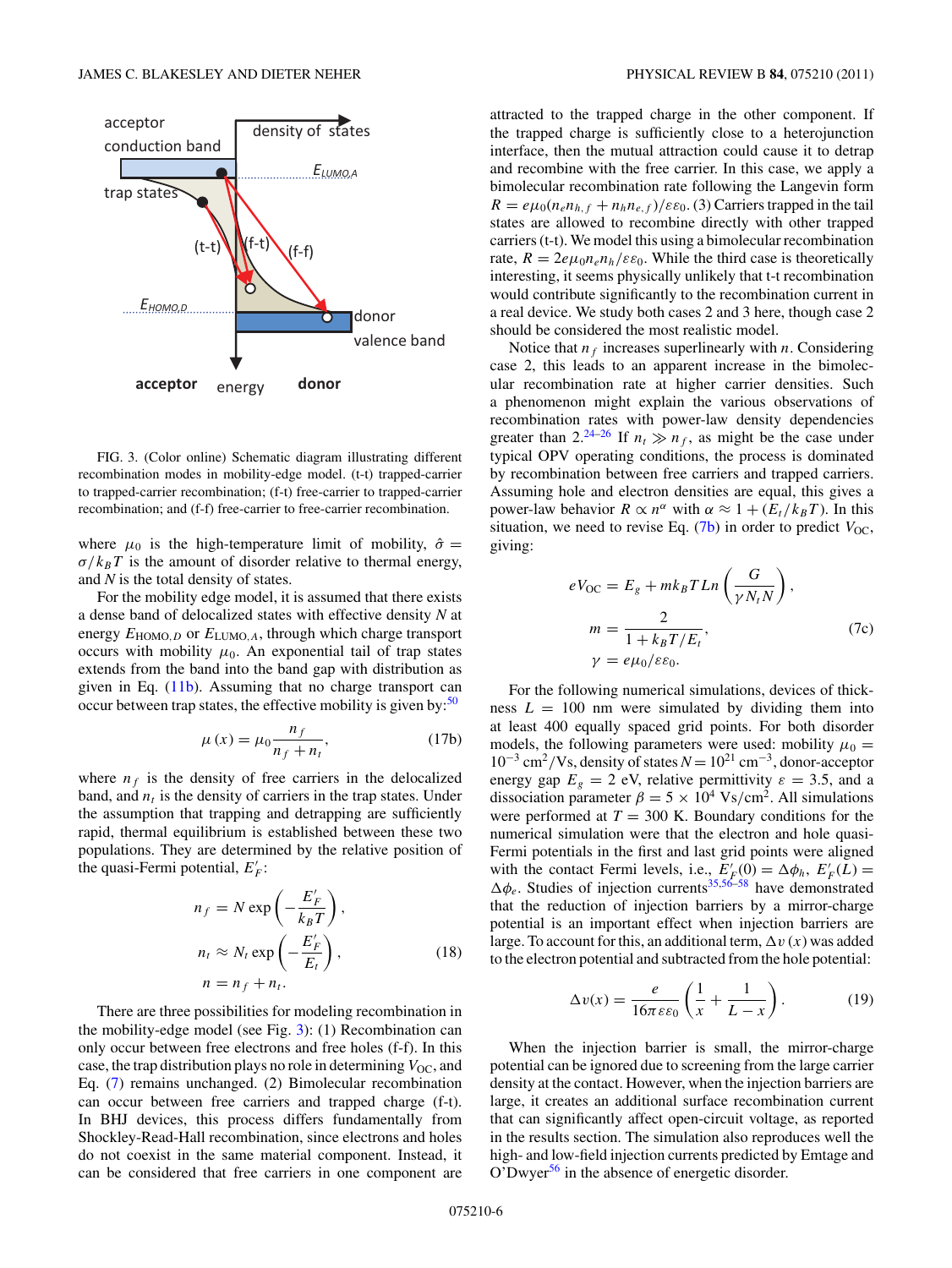FIG. 3. (Color online) Schematic diagram illustrating different recombination modes in mobility-edge model. (t-t) trapped-carrier to trapped-carrier recombination; (f-t) free-carrier to trapped-carrier recombination; and (f-f) free-carrier to free-carrier recombination.

where $\mu_0$ is the high-temperature limit of mobility, $\hat{\sigma} = \sigma/k_B T$ is the amount of disorder relative to thermal energy, and $N$ is the total density of states.

For the mobility edge model, it is assumed that there exists a dense band of delocalized states with effective density $N$ at energy $E_{\mathrm{HOMO},D}$ or $E_{\mathrm{LUMO},A}$, through which charge transport occurs with mobility $\mu_0$. An exponential tail of trap states extends from the band into the band gap with distribution as given in Eq. (11b). Assuming that no charge transport can occur between trap states, the effective mobility is given by:[50]

$$\mu(x) = \mu_0 \frac{n_f}{n_f + n_t}, \tag{17b}$$

where $n_f$ is the density of free carriers in the delocalized band, and $n_t$ is the density of carriers in the trap states. Under the assumption that trapping and detrapping are sufficiently rapid, thermal equilibrium is established between these two populations. They are determined by the relative position of the quasi-Fermi potential, $E_F'$:

$$\begin{aligned} n_f &= N \exp\left(-\frac{E_F'}{k_B T}\right), \\ n_t &\approx N_t \exp\left(-\frac{E_F'}{E_t}\right), \\ n &= n_f + n_t. \end{aligned} \tag{18}$$

There are three possibilities for modeling recombination in the mobility-edge model (see Fig. 3): (1) Recombination can only occur between free electrons and free holes (f-f). In this case, the trap distribution plays no role in determining $V_{\mathrm{OC}}$, and Eq. (7) remains unchanged. (2) Bimolecular recombination can occur between free carriers and trapped charge (f-t). In BHJ devices, this process differs fundamentally from Shockley-Read-Hall recombination, since electrons and holes do not coexist in the same material component. Instead, it can be considered that free carriers in one component are attracted to the trapped charge in the other component. If the trapped charge is sufficiently close to a heterojunction interface, then the mutual attraction could cause it to detrap and recombine with the free carrier. In this case, we apply a bimolecular recombination rate following the Langevin form $R = e\mu_0(n_e n_{h,f} + n_h n_{e,f})/\varepsilon\varepsilon_0$. (3) Carriers trapped in the tail states are allowed to recombine directly with other trapped carriers (t-t). We model this using a bimolecular recombination rate, $R = 2e\mu_0 n_e n_h/\varepsilon\varepsilon_0$. While the third case is theoretically interesting, it seems physically unlikely that t-t recombination would contribute significantly to the recombination current in a real device. We study both cases 2 and 3 here, though case 2 should be considered the most realistic model.

Notice that $n_f$ increases superlinearly with $n$. Considering case 2, this leads to an apparent increase in the bimolecular recombination rate at higher carrier densities. Such a phenomenon might explain the various observations of recombination rates with power-law density dependencies greater than 2.[24–26] If $n_t \gg n_f$, as might be the case under typical OPV operating conditions, the process is dominated by recombination between free carriers and trapped carriers. Assuming hole and electron densities are equal, this gives a power-law behavior $R \propto n^{\alpha}$ with $\alpha \approx 1 + (E_t/k_B T)$. In this situation, we need to revise Eq. (7b) in order to predict $V_{\mathrm{OC}}$, giving:

$$\begin{aligned} eV_{\mathrm{OC}} &= E_g + mk_B T Ln\left(\frac{G}{\gamma N_t N}\right), \\ m &= \frac{2}{1 + k_B T/E_t}, \\ \gamma &= e\mu_0/\varepsilon\varepsilon_0. \end{aligned} \tag{7c}$$

For the following numerical simulations, devices of thickness $L = 100$ nm were simulated by dividing them into at least 400 equally spaced grid points. For both disorder models, the following parameters were used: mobility $\mu_0 = 10^{-3}$ cm$^2$/Vs, density of states $N = 10^{21}$ cm$^{-3}$, donor-acceptor energy gap $E_g = 2$ eV, relative permittivity $\varepsilon = 3.5$, and a dissociation parameter $\beta = 5 \times 10^4$ Vs/cm$^2$. All simulations were performed at $T = 300$ K. Boundary conditions for the numerical simulation were that the electron and hole quasi-Fermi potentials in the first and last grid points were aligned with the contact Fermi levels, i.e., $E_F'(0) = \Delta\phi_h$, $E_F'(L) = \Delta\phi_e$. Studies of injection currents[35,56–58] have demonstrated that the reduction of injection barriers by a mirror-charge potential is an important effect when injection barriers are large. To account for this, an additional term, $\Delta v(x)$ was added to the electron potential and subtracted from the hole potential:

$$\Delta v(x) = \frac{e}{16\pi\varepsilon\varepsilon_0}\left(\frac{1}{x} + \frac{1}{L - x}\right). \tag{19}$$

When the injection barrier is small, the mirror-charge potential can be ignored due to screening from the large carrier density at the contact. However, when the injection barriers are large, it creates an additional surface recombination current that can significantly affect open-circuit voltage, as reported in the results section. The simulation also reproduces well the high- and low-field injection currents predicted by Emtage and O'Dwyer[56] in the absence of energetic disorder.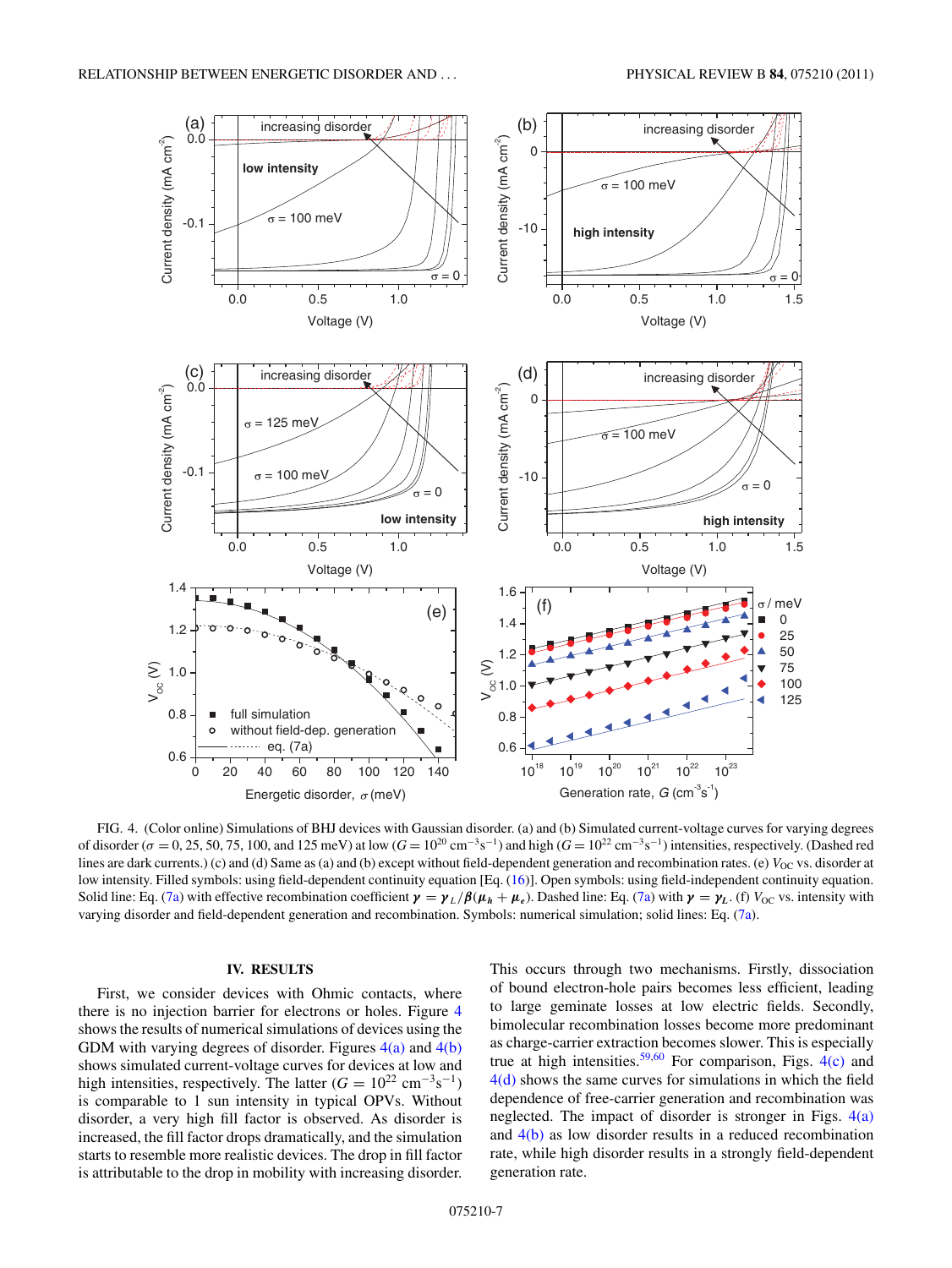FIG. 4. (Color online) Simulations of BHJ devices with Gaussian disorder. (a) and (b) Simulated current-voltage curves for varying degrees of disorder ($\sigma = 0$, 25, 50, 75, 100, and 125 meV) at low ($G = 10^{20}$ cm$^{-3}$s$^{-1}$) and high ($G = 10^{22}$ cm$^{-3}$s$^{-1}$) intensities, respectively. (Dashed red lines are dark currents.) (c) and (d) Same as (a) and (b) except without field-dependent generation and recombination rates. (e) $V_{\rm OC}$ vs. disorder at low intensity. Filled symbols: using field-dependent continuity equation [Eq. (16)]. Open symbols: using field-independent continuity equation. Solid line: Eq. (7a) with effective recombination coefficient $\gamma = \gamma_L/\beta(\mu_h + \mu_e)$. Dashed line: Eq. (7a) with $\gamma = \gamma_L$. (f) $V_{\rm OC}$ vs. intensity with varying disorder and field-dependent generation and recombination. Symbols: numerical simulation; solid lines: Eq. (7a).

## IV. RESULTS

First, we consider devices with Ohmic contacts, where there is no injection barrier for electrons or holes. Figure 4 shows the results of numerical simulations of devices using the GDM with varying degrees of disorder. Figures 4(a) and 4(b) shows simulated current-voltage curves for devices at low and high intensities, respectively. The latter ($G = 10^{22}$ cm$^{-3}$s$^{-1}$) is comparable to 1 sun intensity in typical OPVs. Without disorder, a very high fill factor is observed. As disorder is increased, the fill factor drops dramatically, and the simulation starts to resemble more realistic devices. The drop in fill factor is attributable to the drop in mobility with increasing disorder. This occurs through two mechanisms. Firstly, dissociation of bound electron-hole pairs becomes less efficient, leading to large geminate losses at low electric fields. Secondly, bimolecular recombination losses become more predominant as charge-carrier extraction becomes slower. This is especially true at high intensities.[59,60] For comparison, Figs. 4(c) and 4(d) shows the same curves for simulations in which the field dependence of free-carrier generation and recombination was neglected. The impact of disorder is stronger in Figs. 4(a) and 4(b) as low disorder results in a reduced recombination rate, while high disorder results in a strongly field-dependent generation rate.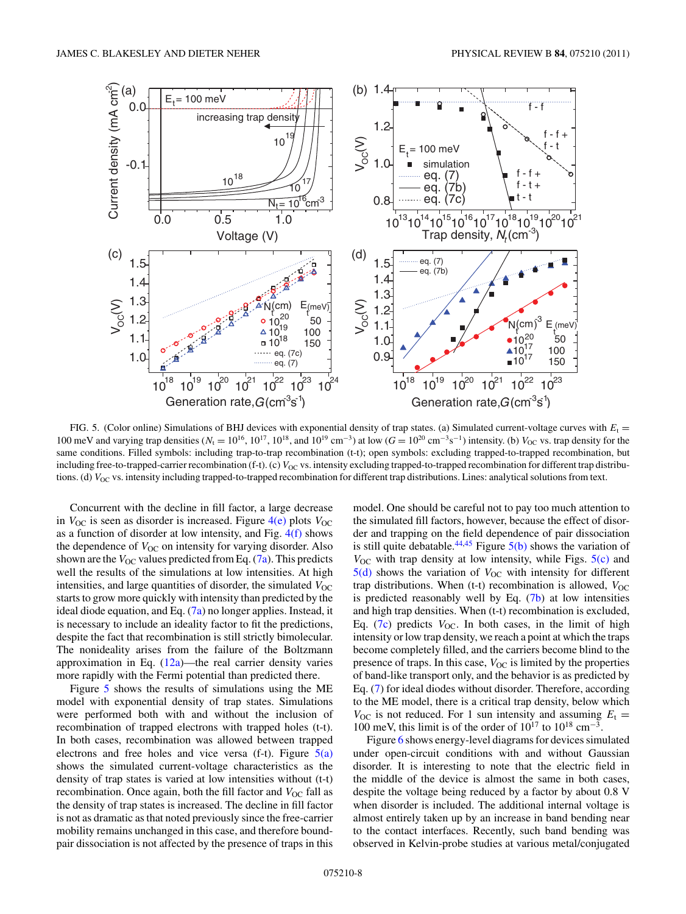FIG. 5. (Color online) Simulations of BHJ devices with exponential density of trap states. (a) Simulated current-voltage curves with $E_t = 100$ meV and varying trap densities ($N_t = 10^{16}$, $10^{17}$, $10^{18}$, and $10^{19}$ cm$^{-3}$) at low ($G = 10^{20}$ cm$^{-3}$s$^{-1}$) intensity. (b) $V_{OC}$ vs. trap density for the same conditions. Filled symbols: including trap-to-trap recombination (t-t); open symbols: excluding trapped-to-trapped recombination, but including free-to-trapped-carrier recombination (f-t). (c) $V_{OC}$ vs. intensity excluding trapped-to-trapped recombination for different trap distributions. (d) $V_{OC}$ vs. intensity including trapped-to-trapped recombination for different trap distributions. Lines: analytical solutions from text.

Concurrent with the decline in fill factor, a large decrease in $V_{OC}$ is seen as disorder is increased. Figure 4(e) plots $V_{OC}$ as a function of disorder at low intensity, and Fig. 4(f) shows the dependence of $V_{OC}$ on intensity for varying disorder. Also shown are the $V_{OC}$ values predicted from Eq. (7a). This predicts well the results of the simulations at low intensities. At high intensities, and large quantities of disorder, the simulated $V_{OC}$ starts to grow more quickly with intensity than predicted by the ideal diode equation, and Eq. (7a) no longer applies. Instead, it is necessary to include an ideality factor to fit the predictions, despite the fact that recombination is still strictly bimolecular. The nonideality arises from the failure of the Boltzmann approximation in Eq. (12a)—the real carrier density varies more rapidly with the Fermi potential than predicted there.

Figure 5 shows the results of simulations using the ME model with exponential density of trap states. Simulations were performed both with and without the inclusion of recombination of trapped electrons with trapped holes (t-t). In both cases, recombination was allowed between trapped electrons and free holes and vice versa (f-t). Figure 5(a) shows the simulated current-voltage characteristics as the density of trap states is varied at low intensities without (t-t) recombination. Once again, both the fill factor and $V_{OC}$ fall as the density of trap states is increased. The decline in fill factor is not as dramatic as that noted previously since the free-carrier mobility remains unchanged in this case, and therefore bound-pair dissociation is not affected by the presence of traps in this model. One should be careful not to pay too much attention to the simulated fill factors, however, because the effect of disorder and trapping on the field dependence of pair dissociation is still quite debatable.[44,45] Figure 5(b) shows the variation of $V_{OC}$ with trap density at low intensity, while Figs. 5(c) and 5(d) shows the variation of $V_{OC}$ with intensity for different trap distributions. When (t-t) recombination is allowed, $V_{OC}$ is predicted reasonably well by Eq. (7b) at low intensities and high trap densities. When (t-t) recombination is excluded, Eq. (7c) predicts $V_{OC}$. In both cases, in the limit of high intensity or low trap density, we reach a point at which the traps become completely filled, and the carriers become blind to the presence of traps. In this case, $V_{OC}$ is limited by the properties of band-like transport only, and the behavior is as predicted by Eq. (7) for ideal diodes without disorder. Therefore, according to the ME model, there is a critical trap density, below which $V_{OC}$ is not reduced. For 1 sun intensity and assuming $E_t = 100$ meV, this limit is of the order of $10^{17}$ to $10^{18}$ cm$^{-3}$.

Figure 6 shows energy-level diagrams for devices simulated under open-circuit conditions with and without Gaussian disorder. It is interesting to note that the electric field in the middle of the device is almost the same in both cases, despite the voltage being reduced by a factor by about 0.8 V when disorder is included. The additional internal voltage is almost entirely taken up by an increase in band bending near to the contact interfaces. Recently, such band bending was observed in Kelvin-probe studies at various metal/conjugated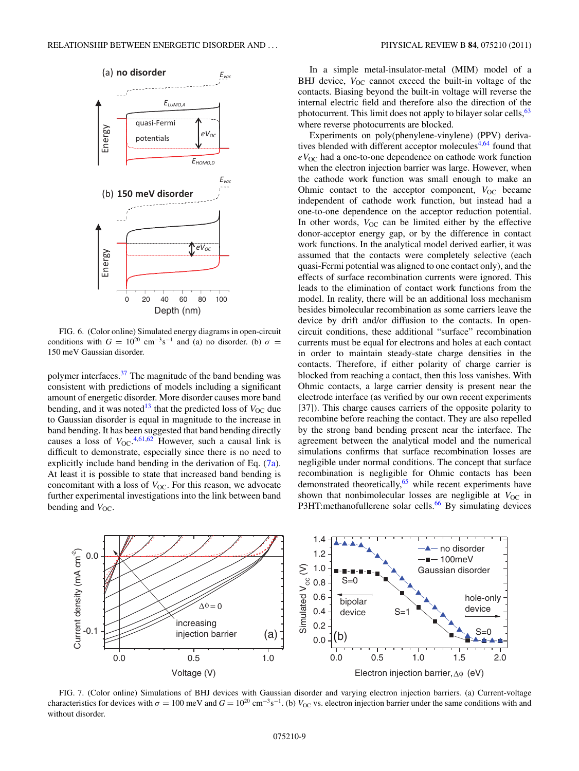FIG. 6. (Color online) Simulated energy diagrams in open-circuit conditions with $G = 10^{20}$ cm$^{-3}$s$^{-1}$ and (a) no disorder. (b) $\sigma$ = 150 meV Gaussian disorder.

polymer interfaces.[37] The magnitude of the band bending was consistent with predictions of models including a significant amount of energetic disorder. More disorder causes more band bending, and it was noted[13] that the predicted loss of $V_{OC}$ due to Gaussian disorder is equal in magnitude to the increase in band bending. It has been suggested that band bending directly causes a loss of $V_{OC}$.[4,61,62] However, such a causal link is difficult to demonstrate, especially since there is no need to explicitly include band bending in the derivation of Eq. (7a). At least it is possible to state that increased band bending is concomitant with a loss of $V_{OC}$. For this reason, we advocate further experimental investigations into the link between band bending and $V_{OC}$.

In a simple metal-insulator-metal (MIM) model of a BHJ device, $V_{OC}$ cannot exceed the built-in voltage of the contacts. Biasing beyond the built-in voltage will reverse the internal electric field and therefore also the direction of the photocurrent. This limit does not apply to bilayer solar cells,[63] where reverse photocurrents are blocked.

Experiments on poly(phenylene-vinylene) (PPV) derivatives blended with different acceptor molecules[4,64] found that $eV_{OC}$ had a one-to-one dependence on cathode work function when the electron injection barrier was large. However, when the cathode work function was small enough to make an Ohmic contact to the acceptor component, $V_{OC}$ became independent of cathode work function, but instead had a one-to-one dependence on the acceptor reduction potential. In other words, $V_{OC}$ can be limited either by the effective donor-acceptor energy gap, or by the difference in contact work functions. In the analytical model derived earlier, it was assumed that the contacts were completely selective (each quasi-Fermi potential was aligned to one contact only), and the effects of surface recombination currents were ignored. This leads to the elimination of contact work functions from the model. In reality, there will be an additional loss mechanism besides bimolecular recombination as some carriers leave the device by drift and/or diffusion to the contacts. In open-circuit conditions, these additional "surface" recombination currents must be equal for electrons and holes at each contact in order to maintain steady-state charge densities in the contacts. Therefore, if either polarity of charge carrier is blocked from reaching a contact, then this loss vanishes. With Ohmic contacts, a large carrier density is present near the electrode interface (as verified by our own recent experiments [37]). This charge causes carriers of the opposite polarity to recombine before reaching the contact. They are also repelled by the strong band bending present near the interface. The agreement between the analytical model and the numerical simulations confirms that surface recombination losses are negligible under normal conditions. The concept that surface recombination is negligible for Ohmic contacts has been demonstrated theoretically,[65] while recent experiments have shown that nonbimolecular losses are negligible at $V_{OC}$ in P3HT:methanofullerene solar cells.[66] By simulating devices

FIG. 7. (Color online) Simulations of BHJ devices with Gaussian disorder and varying electron injection barriers. (a) Current-voltage characteristics for devices with $\sigma$ = 100 meV and $G = 10^{20}$ cm$^{-3}$s$^{-1}$. (b) $V_{OC}$ vs. electron injection barrier under the same conditions with and without disorder.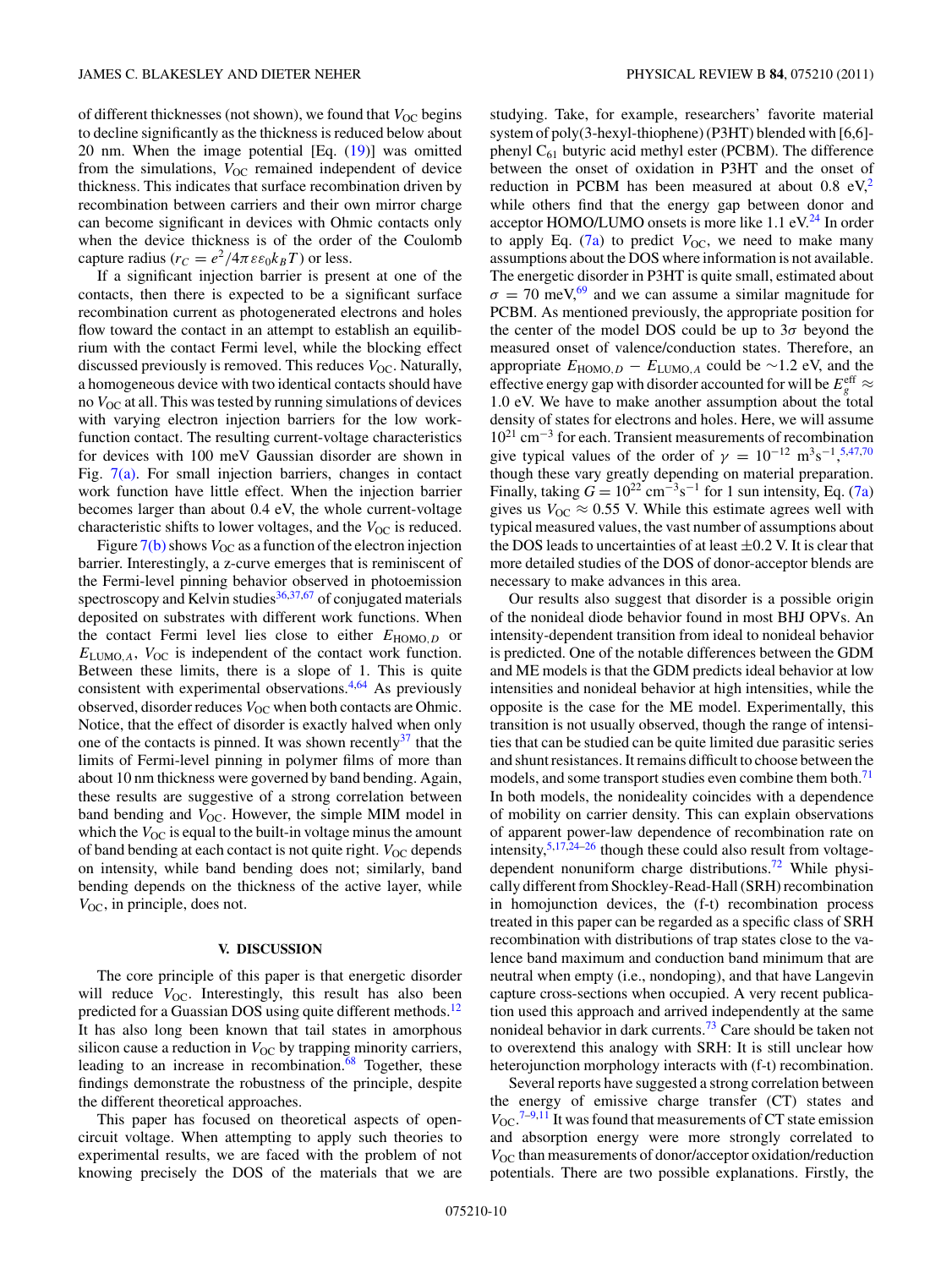of different thicknesses (not shown), we found that $V_{OC}$ begins to decline significantly as the thickness is reduced below about 20 nm. When the image potential [Eq. (19)] was omitted from the simulations, $V_{OC}$ remained independent of device thickness. This indicates that surface recombination driven by recombination between carriers and their own mirror charge can become significant in devices with Ohmic contacts only when the device thickness is of the order of the Coulomb capture radius ($r_C = e^2/4\pi\varepsilon\varepsilon_0 k_B T$) or less.

If a significant injection barrier is present at one of the contacts, then there is expected to be a significant surface recombination current as photogenerated electrons and holes flow toward the contact in an attempt to establish an equilibrium with the contact Fermi level, while the blocking effect discussed previously is removed. This reduces $V_{OC}$. Naturally, a homogeneous device with two identical contacts should have no $V_{OC}$ at all. This was tested by running simulations of devices with varying electron injection barriers for the low work-function contact. The resulting current-voltage characteristics for devices with 100 meV Gaussian disorder are shown in Fig. 7(a). For small injection barriers, changes in contact work function have little effect. When the injection barrier becomes larger than about 0.4 eV, the whole current-voltage characteristic shifts to lower voltages, and the $V_{OC}$ is reduced.

Figure 7(b) shows $V_{OC}$ as a function of the electron injection barrier. Interestingly, a z-curve emerges that is reminiscent of the Fermi-level pinning behavior observed in photoemission spectroscopy and Kelvin studies[36,37,67] of conjugated materials deposited on substrates with different work functions. When the contact Fermi level lies close to either $E_{\mathrm{HOMO},D}$ or $E_{\mathrm{LUMO},A}$, $V_{OC}$ is independent of the contact work function. Between these limits, there is a slope of 1. This is quite consistent with experimental observations.[4,64] As previously observed, disorder reduces $V_{OC}$ when both contacts are Ohmic. Notice, that the effect of disorder is exactly halved when only one of the contacts is pinned. It was shown recently[37] that the limits of Fermi-level pinning in polymer films of more than about 10 nm thickness were governed by band bending. Again, these results are suggestive of a strong correlation between band bending and $V_{OC}$. However, the simple MIM model in which the $V_{OC}$ is equal to the built-in voltage minus the amount of band bending at each contact is not quite right. $V_{OC}$ depends on intensity, while band bending does not; similarly, band bending depends on the thickness of the active layer, while $V_{OC}$, in principle, does not.

## V. DISCUSSION

The core principle of this paper is that energetic disorder will reduce $V_{OC}$. Interestingly, this result has also been predicted for a Guassian DOS using quite different methods.[12] It has also long been known that tail states in amorphous silicon cause a reduction in $V_{OC}$ by trapping minority carriers, leading to an increase in recombination.[68] Together, these findings demonstrate the robustness of the principle, despite the different theoretical approaches.

This paper has focused on theoretical aspects of open-circuit voltage. When attempting to apply such theories to experimental results, we are faced with the problem of not knowing precisely the DOS of the materials that we are studying. Take, for example, researchers' favorite material system of poly(3-hexyl-thiophene) (P3HT) blended with [6,6]-phenyl $C_{61}$ butyric acid methyl ester (PCBM). The difference between the onset of oxidation in P3HT and the onset of reduction in PCBM has been measured at about 0.8 eV,[2] while others find that the energy gap between donor and acceptor HOMO/LUMO onsets is more like 1.1 eV.[24] In order to apply Eq. (7a) to predict $V_{OC}$, we need to make many assumptions about the DOS where information is not available. The energetic disorder in P3HT is quite small, estimated about $\sigma = 70$ meV,[69] and we can assume a similar magnitude for PCBM. As mentioned previously, the appropriate position for the center of the model DOS could be up to $3\sigma$ beyond the measured onset of valence/conduction states. Therefore, an appropriate $E_{\mathrm{HOMO},D} - E_{\mathrm{LUMO},A}$ could be ~1.2 eV, and the effective energy gap with disorder accounted for will be $E_g^{\mathrm{eff}} \approx 1.0$ eV. We have to make another assumption about the total density of states for electrons and holes. Here, we will assume $10^{21}$ cm$^{-3}$ for each. Transient measurements of recombination give typical values of the order of $\gamma = 10^{-12}$ m$^3$s$^{-1}$,[5,47,70] though these vary greatly depending on material preparation. Finally, taking $G = 10^{22}$ cm$^{-3}$s$^{-1}$ for 1 sun intensity, Eq. (7a) gives us $V_{OC} \approx 0.55$ V. While this estimate agrees well with typical measured values, the vast number of assumptions about the DOS leads to uncertainties of at least $\pm 0.2$ V. It is clear that more detailed studies of the DOS of donor-acceptor blends are necessary to make advances in this area.

Our results also suggest that disorder is a possible origin of the nonideal diode behavior found in most BHJ OPVs. An intensity-dependent transition from ideal to nonideal behavior is predicted. One of the notable differences between the GDM and ME models is that the GDM predicts ideal behavior at low intensities and nonideal behavior at high intensities, while the opposite is the case for the ME model. Experimentally, this transition is not usually observed, though the range of intensities that can be studied can be quite limited due parasitic series and shunt resistances. It remains difficult to choose between the models, and some transport studies even combine them both.[71] In both models, the nonideality coincides with a dependence of mobility on carrier density. This can explain observations of apparent power-law dependence of recombination rate on intensity,[5,17,24–26] though these could also result from voltage-dependent nonuniform charge distributions.[72] While physically different from Shockley-Read-Hall (SRH) recombination in homojunction devices, the (f-t) recombination process treated in this paper can be regarded as a specific class of SRH recombination with distributions of trap states close to the valence band maximum and conduction band minimum that are neutral when empty (i.e., nondoping), and that have Langevin capture cross-sections when occupied. A very recent publication used this approach and arrived independently at the same nonideal behavior in dark currents.[73] Care should be taken not to overextend this analogy with SRH: It is still unclear how heterojunction morphology interacts with (f-t) recombination.

Several reports have suggested a strong correlation between the energy of emissive charge transfer (CT) states and $V_{OC}$.[7–9,11] It was found that measurements of CT state emission and absorption energy were more strongly correlated to $V_{OC}$ than measurements of donor/acceptor oxidation/reduction potentials. There are two possible explanations. Firstly, the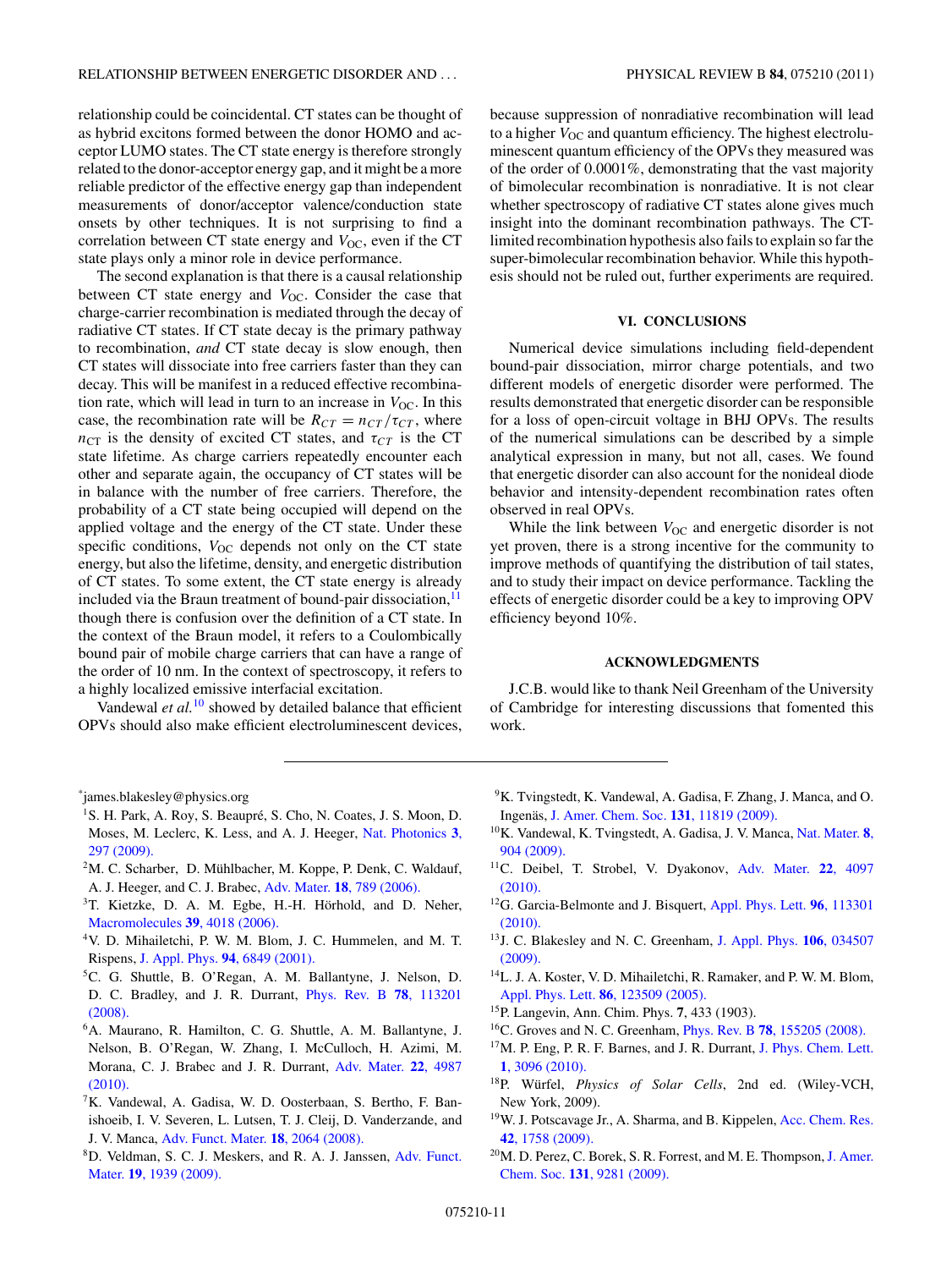relationship could be coincidental. CT states can be thought of as hybrid excitons formed between the donor HOMO and acceptor LUMO states. The CT state energy is therefore strongly related to the donor-acceptor energy gap, and it might be a more reliable predictor of the effective energy gap than independent measurements of donor/acceptor valence/conduction state onsets by other techniques. It is not surprising to find a correlation between CT state energy and $V_{OC}$, even if the CT state plays only a minor role in device performance.

The second explanation is that there is a causal relationship between CT state energy and $V_{OC}$. Consider the case that charge-carrier recombination is mediated through the decay of radiative CT states. If CT state decay is the primary pathway to recombination, *and* CT state decay is slow enough, then CT states will dissociate into free carriers faster than they can decay. This will be manifest in a reduced effective recombination rate, which will lead in turn to an increase in $V_{OC}$. In this case, the recombination rate will be $R_{CT} = n_{CT}/\tau_{CT}$, where $n_{CT}$ is the density of excited CT states, and $\tau_{CT}$ is the CT state lifetime. As charge carriers repeatedly encounter each other and separate again, the occupancy of CT states will be in balance with the number of free carriers. Therefore, the probability of a CT state being occupied will depend on the applied voltage and the energy of the CT state. Under these specific conditions, $V_{OC}$ depends not only on the CT state energy, but also the lifetime, density, and energetic distribution of CT states. To some extent, the CT state energy is already included via the Braun treatment of bound-pair dissociation,[11] though there is confusion over the definition of a CT state. In the context of the Braun model, it refers to a Coulombically bound pair of mobile charge carriers that can have a range of the order of 10 nm. In the context of spectroscopy, it refers to a highly localized emissive interfacial excitation.

Vandewal *et al.*[10] showed by detailed balance that efficient OPVs should also make efficient electroluminescent devices, because suppression of nonradiative recombination will lead to a higher $V_{OC}$ and quantum efficiency. The highest electroluminescent quantum efficiency of the OPVs they measured was of the order of 0.0001%, demonstrating that the vast majority of bimolecular recombination is nonradiative. It is not clear whether spectroscopy of radiative CT states alone gives much insight into the dominant recombination pathways. The CT-limited recombination hypothesis also fails to explain so far the super-bimolecular recombination behavior. While this hypothesis should not be ruled out, further experiments are required.

## VI. CONCLUSIONS

Numerical device simulations including field-dependent bound-pair dissociation, mirror charge potentials, and two different models of energetic disorder were performed. The results demonstrated that energetic disorder can be responsible for a loss of open-circuit voltage in BHJ OPVs. The results of the numerical simulations can be described by a simple analytical expression in many, but not all, cases. We found that energetic disorder can also account for the nonideal diode behavior and intensity-dependent recombination rates often observed in real OPVs.

While the link between $V_{OC}$ and energetic disorder is not yet proven, there is a strong incentive for the community to improve methods of quantifying the distribution of tail states, and to study their impact on device performance. Tackling the effects of energetic disorder could be a key to improving OPV efficiency beyond 10%.

## ACKNOWLEDGMENTS

J.C.B. would like to thank Neil Greenham of the University of Cambridge for interesting discussions that fomented this work.

---

*james.blakesley@physics.org

[1] S. H. Park, A. Roy, S. Beaupré, S. Cho, N. Coates, J. S. Moon, D. Moses, M. Leclerc, K. Less, and A. J. Heeger, Nat. Photonics **3**, 297 (2009).

[2] M. C. Scharber, D. Mühlbacher, M. Koppe, P. Denk, C. Waldauf, A. J. Heeger, and C. J. Brabec, Adv. Mater. **18**, 789 (2006).

[3] T. Kietzke, D. A. M. Egbe, H.-H. Hörhold, and D. Neher, Macromolecules **39**, 4018 (2006).

[4] V. D. Mihailetchi, P. W. M. Blom, J. C. Hummelen, and M. T. Rispens, J. Appl. Phys. **94**, 6849 (2001).

[5] C. G. Shuttle, B. O'Regan, A. M. Ballantyne, J. Nelson, D. D. C. Bradley, and J. R. Durrant, Phys. Rev. B **78**, 113201 (2008).

[6] A. Maurano, R. Hamilton, C. G. Shuttle, A. M. Ballantyne, J. Nelson, B. O'Regan, W. Zhang, I. McCulloch, H. Azimi, M. Morana, C. J. Brabec and J. R. Durrant, Adv. Mater. **22**, 4987 (2010).

[7] K. Vandewal, A. Gadisa, W. D. Oosterbaan, S. Bertho, F. Banishoeib, I. V. Severen, L. Lutsen, T. J. Cleij, D. Vanderzande, and J. V. Manca, Adv. Funct. Mater. **18**, 2064 (2008).

[8] D. Veldman, S. C. J. Meskers, and R. A. J. Janssen, Adv. Funct. Mater. **19**, 1939 (2009).

[9] K. Tvingstedt, K. Vandewal, A. Gadisa, F. Zhang, J. Manca, and O. Ingenäs, J. Amer. Chem. Soc. **131**, 11819 (2009).

[10] K. Vandewal, K. Tvingstedt, A. Gadisa, J. V. Manca, Nat. Mater. **8**, 904 (2009).

[11] C. Deibel, T. Strobel, V. Dyakonov, Adv. Mater. **22**, 4097 (2010).

[12] G. Garcia-Belmonte and J. Bisquert, Appl. Phys. Lett. **96**, 113301 (2010).

[13] J. C. Blakesley and N. C. Greenham, J. Appl. Phys. **106**, 034507 (2009).

[14] L. J. A. Koster, V. D. Mihailetchi, R. Ramaker, and P. W. M. Blom, Appl. Phys. Lett. **86**, 123509 (2005).

[15] P. Langevin, Ann. Chim. Phys. **7**, 433 (1903).

[16] C. Groves and N. C. Greenham, Phys. Rev. B **78**, 155205 (2008).

[17] M. P. Eng, P. R. F. Barnes, and J. R. Durrant, J. Phys. Chem. Lett. **1**, 3096 (2010).

[18] P. Würfel, *Physics of Solar Cells*, 2nd ed. (Wiley-VCH, New York, 2009).

[19] W. J. Potscavage Jr., A. Sharma, and B. Kippelen, Acc. Chem. Res. **42**, 1758 (2009).

[20] M. D. Perez, C. Borek, S. R. Forrest, and M. E. Thompson, J. Amer. Chem. Soc. **131**, 9281 (2009).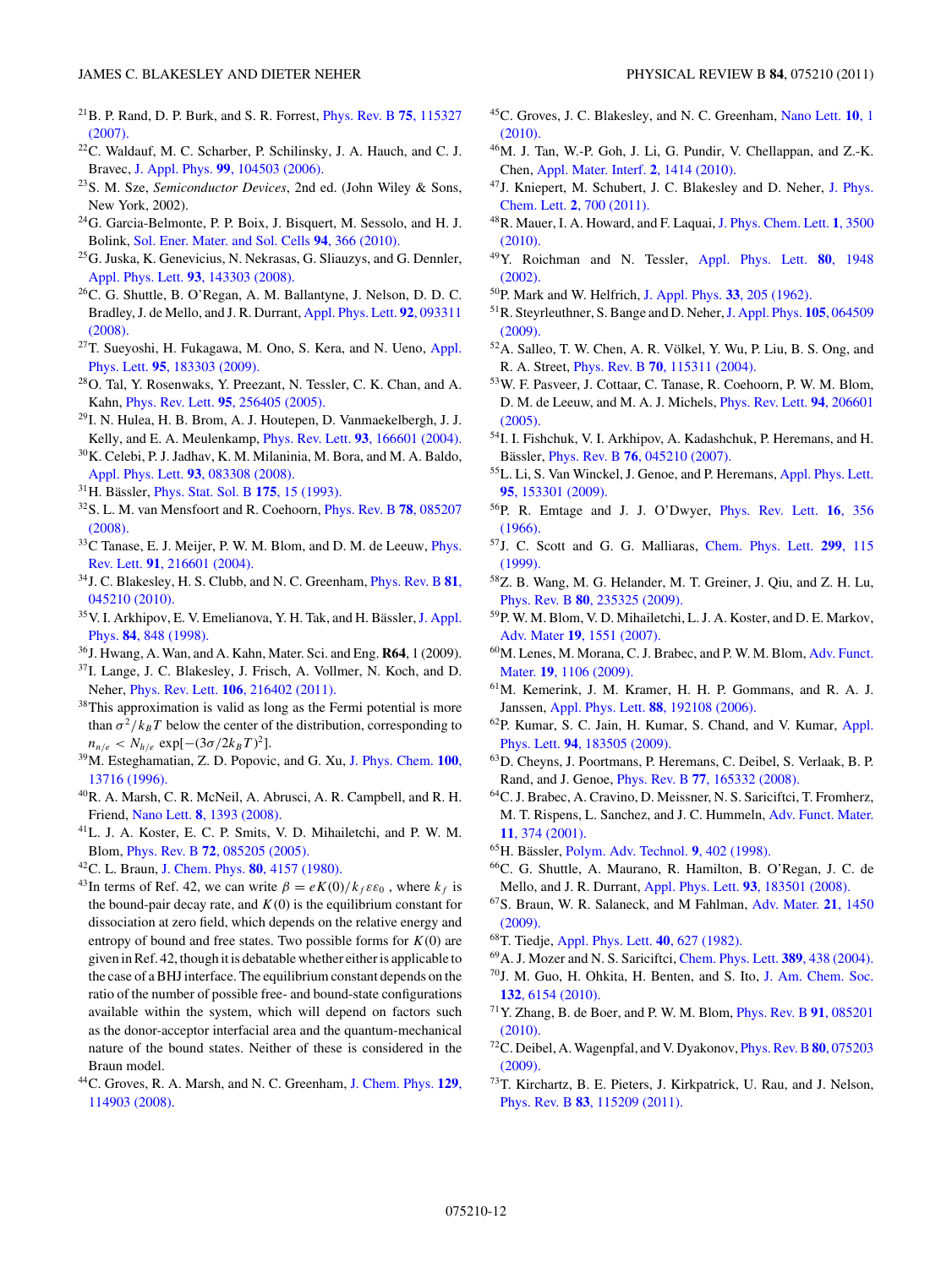[21] B. P. Rand, D. P. Burk, and S. R. Forrest, Phys. Rev. B **75**, 115327 (2007).

[22] C. Waldauf, M. C. Scharber, P. Schilinsky, J. A. Hauch, and C. J. Bravec, J. Appl. Phys. **99**, 104503 (2006).

[23] S. M. Sze, *Semiconductor Devices*, 2nd ed. (John Wiley & Sons, New York, 2002).

[24] G. Garcia-Belmonte, P. P. Boix, J. Bisquert, M. Sessolo, and H. J. Bolink, Sol. Ener. Mater. and Sol. Cells **94**, 366 (2010).

[25] G. Juska, K. Genevicius, N. Nekrasas, G. Sliauzys, and G. Dennler, Appl. Phys. Lett. **93**, 143303 (2008).

[26] C. G. Shuttle, B. O'Regan, A. M. Ballantyne, J. Nelson, D. D. C. Bradley, J. de Mello, and J. R. Durrant, Appl. Phys. Lett. **92**, 093311 (2008).

[27] T. Sueyoshi, H. Fukagawa, M. Ono, S. Kera, and N. Ueno, Appl. Phys. Lett. **95**, 183303 (2009).

[28] O. Tal, Y. Rosenwaks, Y. Preezant, N. Tessler, C. K. Chan, and A. Kahn, Phys. Rev. Lett. **95**, 256405 (2005).

[29] I. N. Hulea, H. B. Brom, A. J. Houtepen, D. Vanmaekelbergh, J. J. Kelly, and E. A. Meulenkamp, Phys. Rev. Lett. **93**, 166601 (2004).

[30] K. Celebi, P. J. Jadhav, K. M. Milaninia, M. Bora, and M. A. Baldo, Appl. Phys. Lett. **93**, 083308 (2008).

[31] H. Bässler, Phys. Stat. Sol. B **175**, 15 (1993).

[32] S. L. M. van Mensfoort and R. Coehoorn, Phys. Rev. B **78**, 085207 (2008).

[33] C Tanase, E. J. Meijer, P. W. M. Blom, and D. M. de Leeuw, Phys. Rev. Lett. **91**, 216601 (2004).

[34] J. C. Blakesley, H. S. Clubb, and N. C. Greenham, Phys. Rev. B **81**, 045210 (2010).

[35] V. I. Arkhipov, E. V. Emelianova, Y. H. Tak, and H. Bässler, J. Appl. Phys. **84**, 848 (1998).

[36] J. Hwang, A. Wan, and A. Kahn, Mater. Sci. and Eng. **R64**, 1 (2009).

[37] I. Lange, J. C. Blakesley, J. Frisch, A. Vollmer, N. Koch, and D. Neher, Phys. Rev. Lett. **106**, 216402 (2011).

[38] This approximation is valid as long as the Fermi potential is more than $\sigma^2/k_BT$ below the center of the distribution, corresponding to $n_{n/e} < N_{h/e}\exp[-(3\sigma/2k_BT)^2]$.

[39] M. Esteghamatian, Z. D. Popovic, and G. Xu, J. Phys. Chem. **100**, 13716 (1996).

[40] R. A. Marsh, C. R. McNeil, A. Abrusci, A. R. Campbell, and R. H. Friend, Nano Lett. **8**, 1393 (2008).

[41] L. J. A. Koster, E. C. P. Smits, V. D. Mihailetchi, and P. W. M. Blom, Phys. Rev. B **72**, 085205 (2005).

[42] C. L. Braun, J. Chem. Phys. **80**, 4157 (1980).

[43] In terms of Ref. 42, we can write $\beta = eK(0)/k_f\varepsilon\varepsilon_0$ , where $k_f$ is the bound-pair decay rate, and $K(0)$ is the equilibrium constant for dissociation at zero field, which depends on the relative energy and entropy of bound and free states. Two possible forms for $K(0)$ are given in Ref. 42, though it is debatable whether either is applicable to the case of a BHJ interface. The equilibrium constant depends on the ratio of the number of possible free- and bound-state configurations available within the system, which will depend on factors such as the donor-acceptor interfacial area and the quantum-mechanical nature of the bound states. Neither of these is considered in the Braun model.

[44] C. Groves, R. A. Marsh, and N. C. Greenham, J. Chem. Phys. **129**, 114903 (2008).

[45] C. Groves, J. C. Blakesley, and N. C. Greenham, Nano Lett. **10**, 1 (2010).

[46] M. J. Tan, W.-P. Goh, J. Li, G. Pundir, V. Chellappan, and Z.-K. Chen, Appl. Mater. Interf. **2**, 1414 (2010).

[47] J. Kniepert, M. Schubert, J. C. Blakesley and D. Neher, J. Phys. Chem. Lett. **2**, 700 (2011).

[48] R. Mauer, I. A. Howard, and F. Laquai, J. Phys. Chem. Lett. **1**, 3500 (2010).

[49] Y. Roichman and N. Tessler, Appl. Phys. Lett. **80**, 1948 (2002).

[50] P. Mark and W. Helfrich, J. Appl. Phys. **33**, 205 (1962).

[51] R. Steyrleuthner, S. Bange and D. Neher, J. Appl. Phys. **105**, 064509 (2009).

[52] A. Salleo, T. W. Chen, A. R. Völkel, Y. Wu, P. Liu, B. S. Ong, and R. A. Street, Phys. Rev. B **70**, 115311 (2004).

[53] W. F. Pasveer, J. Cottaar, C. Tanase, R. Coehoorn, P. W. M. Blom, D. M. de Leeuw, and M. A. J. Michels, Phys. Rev. Lett. **94**, 206601 (2005).

[54] I. I. Fishchuk, V. I. Arkhipov, A. Kadashchuk, P. Heremans, and H. Bässler, Phys. Rev. B **76**, 045210 (2007).

[55] L. Li, S. Van Winckel, J. Genoe, and P. Heremans, Appl. Phys. Lett. **95**, 153301 (2009).

[56] P. R. Emtage and J. J. O'Dwyer, Phys. Rev. Lett. **16**, 356 (1966).

[57] J. C. Scott and G. G. Malliaras, Chem. Phys. Lett. **299**, 115 (1999).

[58] Z. B. Wang, M. G. Helander, M. T. Greiner, J. Qiu, and Z. H. Lu, Phys. Rev. B **80**, 235325 (2009).

[59] P. W. M. Blom, V. D. Mihailetchi, L. J. A. Koster, and D. E. Markov, Adv. Mater **19**, 1551 (2007).

[60] M. Lenes, M. Morana, C. J. Brabec, and P. W. M. Blom, Adv. Funct. Mater. **19**, 1106 (2009).

[61] M. Kemerink, J. M. Kramer, H. H. P. Gommans, and R. A. J. Janssen, Appl. Phys. Lett. **88**, 192108 (2006).

[62] P. Kumar, S. C. Jain, H. Kumar, S. Chand, and V. Kumar, Appl. Phys. Lett. **94**, 183505 (2009).

[63] D. Cheyns, J. Poortmans, P. Heremans, C. Deibel, S. Verlaak, B. P. Rand, and J. Genoe, Phys. Rev. B **77**, 165332 (2008).

[64] C. J. Brabec, A. Cravino, D. Meissner, N. S. Sariciftci, T. Fromherz, M. T. Rispens, L. Sanchez, and J. C. Hummeln, Adv. Funct. Mater. **11**, 374 (2001).

[65] H. Bässler, Polym. Adv. Technol. **9**, 402 (1998).

[66] C. G. Shuttle, A. Maurano, R. Hamilton, B. O'Regan, J. C. de Mello, and J. R. Durrant, Appl. Phys. Lett. **93**, 183501 (2008).

[67] S. Braun, W. R. Salaneck, and M Fahlman, Adv. Mater. **21**, 1450 (2009).

[68] T. Tiedje, Appl. Phys. Lett. **40**, 627 (1982).

[69] A. J. Mozer and N. S. Sariciftci, Chem. Phys. Lett. **389**, 438 (2004).

[70] J. M. Guo, H. Ohkita, H. Benten, and S. Ito, J. Am. Chem. Soc. **132**, 6154 (2010).

[71] Y. Zhang, B. de Boer, and P. W. M. Blom, Phys. Rev. B **91**, 085201 (2010).

[72] C. Deibel, A. Wagenpfal, and V. Dyakonov, Phys. Rev. B **80**, 075203 (2009).

[73] T. Kirchartz, B. E. Pieters, J. Kirkpatrick, U. Rau, and J. Nelson, Phys. Rev. B **83**, 115209 (2011).